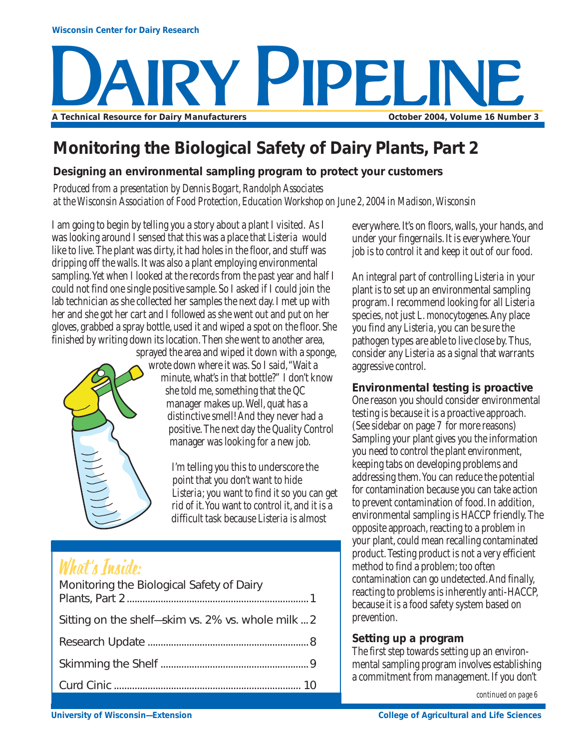Wisconsin Center for Dairy Research

# DAIRY PIPELINE

A Technical Resource for Dairy Manufacturers

October 2004, Volume 16 Number 3

## Monitoring the Biological Safety of Dairy Plants, Part 2

### Designing an environmental sampling program to protect your customers

*Produced from a presentation by Dennis Bogart, Randolph Associates at the Wisconsin Association of Food Protection, Education Workshop on June 2, 2004 in Madison, Wisconsin*

I am going to begin by telling you a story about a plant I visited. As I was looking around I sensed that this was a place that *Listeria* would like to live. The plant was dirty, it had holes in the floor, and stuff was dripping off the walls. It was also a plant employing environmental sampling. Yet when I looked at the records from the past year and half I could not find one single positive sample. So I asked if I could join the lab technician as she collected her samples the next day. I met up with her and she got her cart and I followed as she went out and put on her gloves, grabbed a spray bottle, used it and wiped a spot on the floor. She finished by writing down its location. Then she went to another area, sprayed the area and wiped it down with a sponge, wrote down where it was. So I said, "Wait a minute, what's in that bottle?" I don't know she told me, something that the QC manager makes up. Well, quat has a distinctive smell! And they never had a positive. The next day the Quality Control manager was looking for a new job.

I'm telling you this to underscore the point that you don't want to hide *Listeria*; you want to find it so you can get rid of it. You want to control it, and it is a difficult task because *Listeria* is almost everywhere. It's on floors, walls, your hands, and under your fingernails. It is everywhere. Your job is to control it and keep it out of our food.

An integral part of controlling *Listeria* in your plant is to set up an environmental sampling program. I recommend looking for all *Listeria* species, not just *L. monocytogenes*. Any place you find any *Listeria*, you can be sure the pathogen types are able to live close by. Thus, consider any *Listeria* as a signal that warrants aggressive control.

### Environmental testing is proactive

One reason you should consider environmental testing is because it is a proactive approach. (See sidebar on page 7 for more reasons) Sampling your plant gives you the information you need to control the plant environment, keeping tabs on developing problems and addressing them. You can reduce the potential for contamination because you can take action to prevent contamination of food. In addition, environmental sampling is HACCP friendly. The opposite approach, reacting to a problem in your plant, could mean recalling contaminated product. Testing product is not a very efficient method to find a problem; too often contamination can go undetected. And finally, reacting to problems is inherently anti-HACCP, because it is a food safety system based on prevention.

### Setting up a program

The first step towards setting up an environmental sampling program involves establishing a commitment from management. If you don't

*continued on page 6*

## What's Inside:

- Monitoring the Biological Safety of Dairy Plants, Part 2 ........ 1
- Sitting on the shelf—skim vs. 2% vs. whole milk ... 2
- Research Update ........ 8
- Skimming the Shelf ........ 9
- Curd Cinic ........ 10

University of Wisconsin—Extension

College of Agricultural and Life Sciences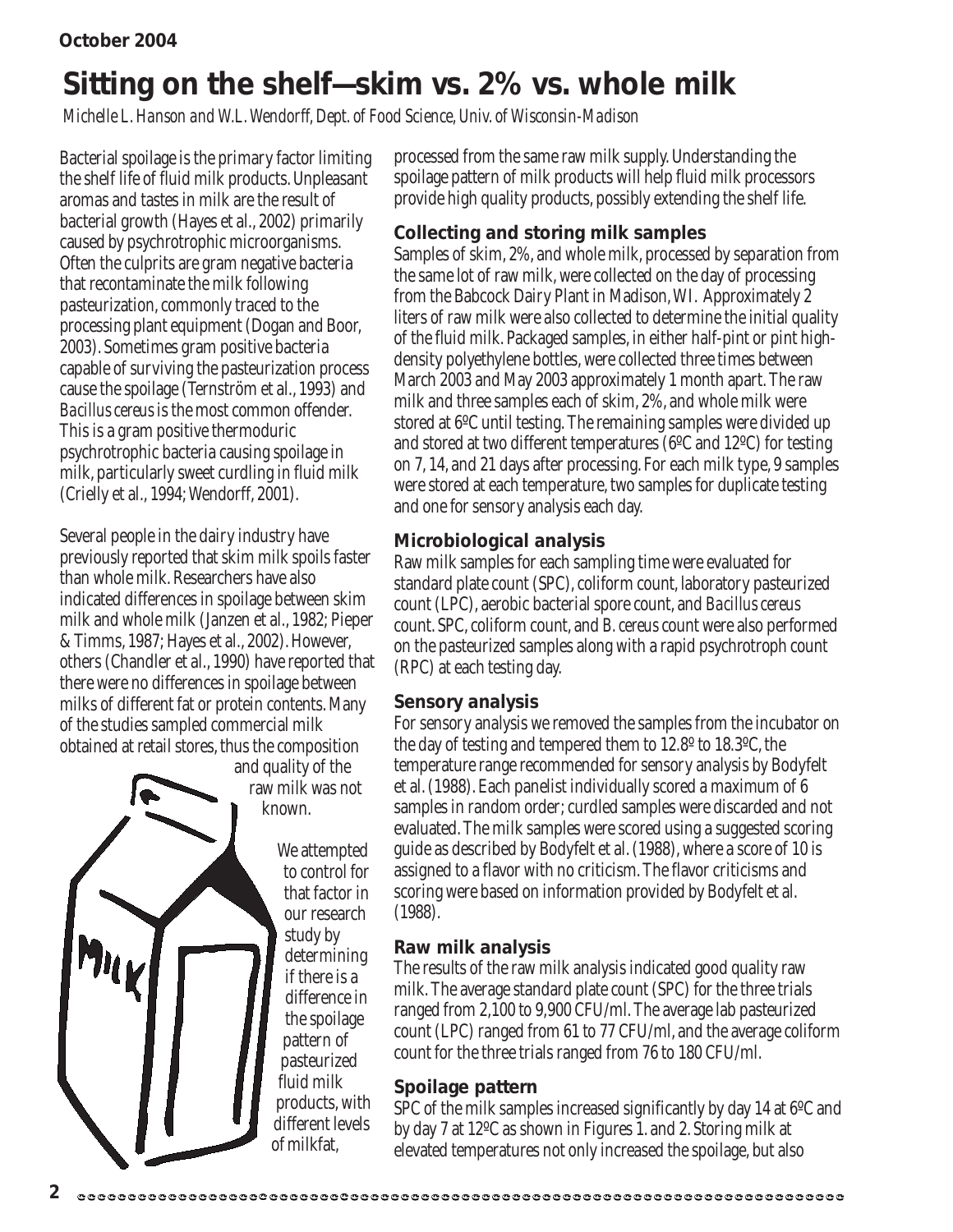October 2004

# Sitting on the shelf—skim vs. 2% vs. whole milk

*Michelle L. Hanson and W.L. Wendorff, Dept. of Food Science, Univ. of Wisconsin-Madison*

Bacterial spoilage is the primary factor limiting the shelf life of fluid milk products. Unpleasant aromas and tastes in milk are the result of bacterial growth (Hayes et al., 2002) primarily caused by psychrotrophic microorganisms. Often the culprits are gram negative bacteria that recontaminate the milk following pasteurization, commonly traced to the processing plant equipment (Dogan and Boor, 2003). Sometimes gram positive bacteria capable of surviving the pasteurization process cause the spoilage (Ternström et al., 1993) and *Bacillus cereus* is the most common offender. This is a gram positive thermoduric psychrotrophic bacteria causing spoilage in milk, particularly sweet curdling in fluid milk (Crielly et al., 1994; Wendorff, 2001).

Several people in the dairy industry have previously reported that skim milk spoils faster than whole milk. Researchers have also indicated differences in spoilage between skim milk and whole milk (Janzen et al., 1982; Pieper & Timms, 1987; Hayes et al., 2002). However, others (Chandler et al., 1990) have reported that there were no differences in spoilage between milks of different fat or protein contents. Many of the studies sampled commercial milk obtained at retail stores, thus the composition and quality of the raw milk was not known.

We attempted to control for that factor in our research study by determining if there is a difference in the spoilage pattern of pasteurized fluid milk products, with different levels of milkfat, processed from the same raw milk supply. Understanding the spoilage pattern of milk products will help fluid milk processors provide high quality products, possibly extending the shelf life.

### Collecting and storing milk samples

Samples of skim, 2%, and whole milk, processed by separation from the same lot of raw milk, were collected on the day of processing from the Babcock Dairy Plant in Madison, WI. Approximately 2 liters of raw milk were also collected to determine the initial quality of the fluid milk. Packaged samples, in either half-pint or pint high-density polyethylene bottles, were collected three times between March 2003 and May 2003 approximately 1 month apart. The raw milk and three samples each of skim, 2%, and whole milk were stored at 6ºC until testing. The remaining samples were divided up and stored at two different temperatures (6ºC and 12ºC) for testing on 7, 14, and 21 days after processing. For each milk type, 9 samples were stored at each temperature, two samples for duplicate testing and one for sensory analysis each day.

### Microbiological analysis

Raw milk samples for each sampling time were evaluated for standard plate count (SPC), coliform count, laboratory pasteurized count (LPC), aerobic bacterial spore count, and *Bacillus cereus* count. SPC, coliform count, and *B. cereus* count were also performed on the pasteurized samples along with a rapid psychrotroph count (RPC) at each testing day.

### Sensory analysis

For sensory analysis we removed the samples from the incubator on the day of testing and tempered them to 12.8º to 18.3ºC, the temperature range recommended for sensory analysis by Bodyfelt et al. (1988). Each panelist individually scored a maximum of 6 samples in random order; curdled samples were discarded and not evaluated. The milk samples were scored using a suggested scoring guide as described by Bodyfelt et al. (1988), where a score of 10 is assigned to a flavor with no criticism. The flavor criticisms and scoring were based on information provided by Bodyfelt et al. (1988).

### Raw milk analysis

The results of the raw milk analysis indicated good quality raw milk. The average standard plate count (SPC) for the three trials ranged from 2,100 to 9,900 CFU/ml. The average lab pasteurized count (LPC) ranged from 61 to 77 CFU/ml, and the average coliform count for the three trials ranged from 76 to 180 CFU/ml.

### Spoilage pattern

SPC of the milk samples increased significantly by day 14 at 6ºC and by day 7 at 12ºC as shown in Figures 1. and 2. Storing milk at elevated temperatures not only increased the spoilage, but also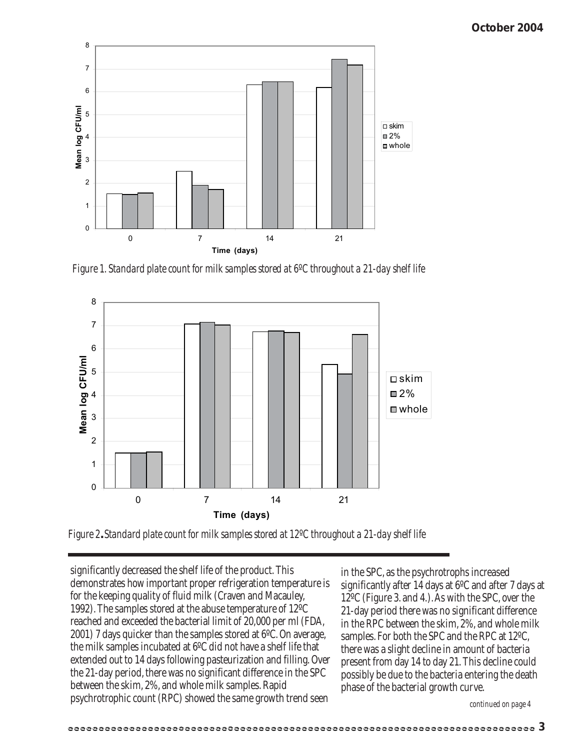Figure 1. Standard plate count for milk samples stored at 6ºC throughout a 21-day shelf life

Figure 2. Standard plate count for milk samples stored at 12ºC throughout a 21-day shelf life

significantly decreased the shelf life of the product. This demonstrates how important proper refrigeration temperature is for the keeping quality of fluid milk (Craven and Macauley, 1992). The samples stored at the abuse temperature of 12ºC reached and exceeded the bacterial limit of 20,000 per ml (FDA, 2001) 7 days quicker than the samples stored at 6ºC. On average, the milk samples incubated at 6ºC did not have a shelf life that extended out to 14 days following pasteurization and filling. Over the 21-day period, there was no significant difference in the SPC between the skim, 2%, and whole milk samples. Rapid psychrotrophic count (RPC) showed the same growth trend seen in the SPC, as the psychrotrophs increased significantly after 14 days at 6ºC and after 7 days at 12ºC (Figure 3. and 4.). As with the SPC, over the 21-day period there was no significant difference in the RPC between the skim, 2%, and whole milk samples. For both the SPC and the RPC at 12ºC, there was a slight decline in amount of bacteria present from day 14 to day 21. This decline could possibly be due to the bacteria entering the death phase of the bacterial growth curve.

*continued on page 4*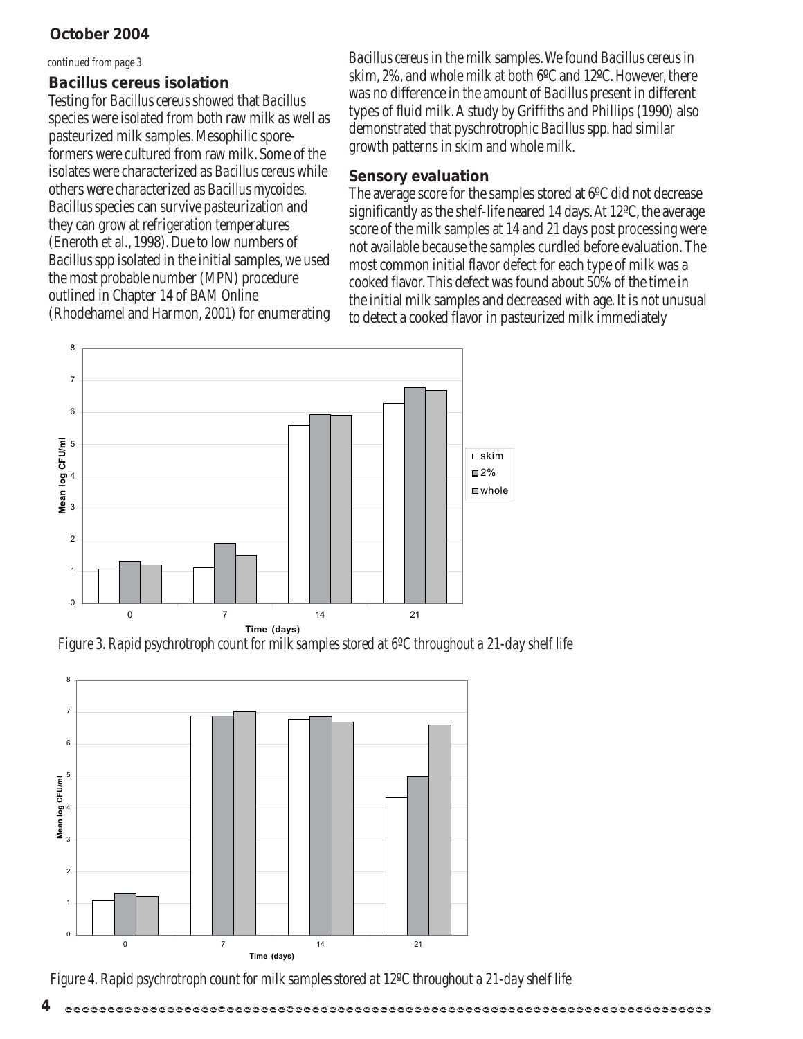*continued from page 3*

### Bacillus cereus isolation

Testing for *Bacillus cereus* showed that *Bacillus* species were isolated from both raw milk as well as pasteurized milk samples. Mesophilic spore-formers were cultured from raw milk. Some of the isolates were characterized as *Bacillus cereus* while others were characterized as *Bacillus mycoides*. *Bacillus* species can survive pasteurization and they can grow at refrigeration temperatures (Eneroth et al., 1998). Due to low numbers of *Bacillus* spp isolated in the initial samples, we used the most probable number (MPN) procedure outlined in Chapter 14 of BAM Online (Rhodehamel and Harmon, 2001) for enumerating *Bacillus cereus* in the milk samples. We found *Bacillus cereus* in skim, 2%, and whole milk at both 6ºC and 12ºC. However, there was no difference in the amount of *Bacillus* present in different types of fluid milk. A study by Griffiths and Phillips (1990) also demonstrated that pyschrotrophic *Bacillus* spp. had similar growth patterns in skim and whole milk.

### Sensory evaluation

The average score for the samples stored at 6ºC did not decrease significantly as the shelf-life neared 14 days. At 12ºC, the average score of the milk samples at 14 and 21 days post processing were not available because the samples curdled before evaluation. The most common initial flavor defect for each type of milk was a cooked flavor. This defect was found about 50% of the time in the initial milk samples and decreased with age. It is not unusual to detect a cooked flavor in pasteurized milk immediately

*Figure 3. Rapid psychrotroph count for milk samples stored at 6ºC throughout a 21-day shelf life*

*Figure 4. Rapid psychrotroph count for milk samples stored at 12ºC throughout a 21-day shelf life*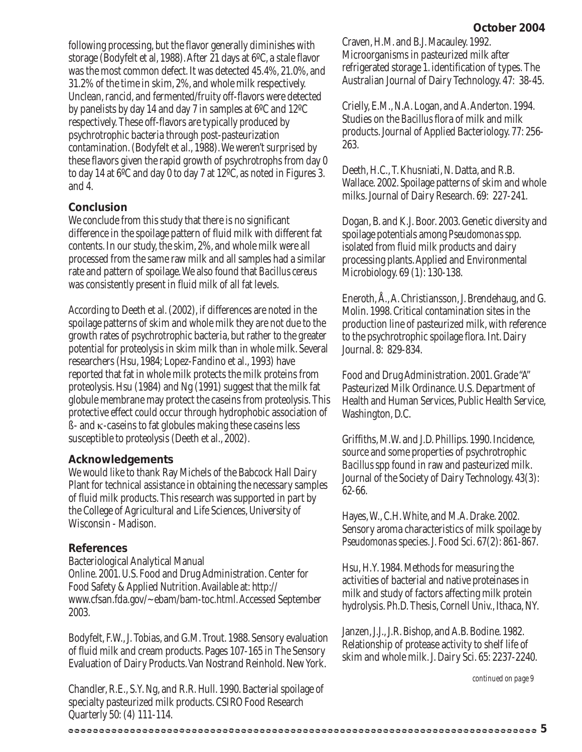following processing, but the flavor generally diminishes with storage (Bodyfelt et al, 1988). After 21 days at 6ºC, a stale flavor was the most common defect. It was detected 45.4%, 21.0%, and 31.2% of the time in skim, 2%, and whole milk respectively. Unclean, rancid, and fermented/fruity off-flavors were detected by panelists by day 14 and day 7 in samples at 6ºC and 12ºC respectively. These off-flavors are typically produced by psychrotrophic bacteria through post-pasteurization contamination. (Bodyfelt et al., 1988). We weren't surprised by these flavors given the rapid growth of psychrotrophs from day 0 to day 14 at 6ºC and day 0 to day 7 at 12ºC, as noted in Figures 3. and 4.

## Conclusion

We conclude from this study that there is no significant difference in the spoilage pattern of fluid milk with different fat contents. In our study, the skim, 2%, and whole milk were all processed from the same raw milk and all samples had a similar rate and pattern of spoilage. We also found that *Bacillus cereus* was consistently present in fluid milk of all fat levels.

According to Deeth et al. (2002), if differences are noted in the spoilage patterns of skim and whole milk they are not due to the growth rates of psychrotrophic bacteria, but rather to the greater potential for proteolysis in skim milk than in whole milk. Several researchers (Hsu, 1984; Lopez-Fandino et al., 1993) have reported that fat in whole milk protects the milk proteins from proteolysis. Hsu (1984) and Ng (1991) suggest that the milk fat globule membrane may protect the caseins from proteolysis. This protective effect could occur through hydrophobic association of ß- and κ-caseins to fat globules making these caseins less susceptible to proteolysis (Deeth et al., 2002).

## Acknowledgements

We would like to thank Ray Michels of the Babcock Hall Dairy Plant for technical assistance in obtaining the necessary samples of fluid milk products. This research was supported in part by the College of Agricultural and Life Sciences, University of Wisconsin - Madison.

## References

Bacteriological Analytical Manual Online. 2001. U.S. Food and Drug Administration. Center for Food Safety & Applied Nutrition. Available at: http://www.cfsan.fda.gov/~ebam/bam-toc.html. Accessed September 2003.

Bodyfelt, F.W., J. Tobias, and G.M. Trout. 1988. Sensory evaluation of fluid milk and cream products. Pages 107-165 *in* The Sensory Evaluation of Dairy Products. Van Nostrand Reinhold. New York.

Chandler, R.E., S.Y. Ng, and R.R. Hull. 1990. Bacterial spoilage of specialty pasteurized milk products. CSIRO Food Research Quarterly 50: (4) 111-114.

Craven, H.M. and B.J. Macauley. 1992. Microorganisms in pasteurized milk after refrigerated storage 1. identification of types. The Australian Journal of Dairy Technology. 47: 38-45.

Crielly, E.M., N.A. Logan, and A. Anderton. 1994. Studies on the *Bacillus* flora of milk and milk products. Journal of Applied Bacteriology. 77: 256-263.

Deeth, H.C., T. Khusniati, N. Datta, and R.B. Wallace. 2002. Spoilage patterns of skim and whole milks. Journal of Dairy Research. 69: 227-241.

Dogan, B. and K.J. Boor. 2003. Genetic diversity and spoilage potentials among *Pseudomonas* spp. isolated from fluid milk products and dairy processing plants. Applied and Environmental Microbiology. 69 (1): 130-138.

Eneroth, Å., A. Christiansson, J. Brendehaug, and G. Molin. 1998. Critical contamination sites in the production line of pasteurized milk, with reference to the psychrotrophic spoilage flora. Int. Dairy Journal. 8: 829-834.

Food and Drug Administration. 2001. Grade "A" Pasteurized Milk Ordinance. U.S. Department of Health and Human Services, Public Health Service, Washington, D.C.

Griffiths, M.W. and J.D. Phillips. 1990. Incidence, source and some properties of psychrotrophic *Bacillus* spp found in raw and pasteurized milk. Journal of the Society of Dairy Technology. 43(3): 62-66.

Hayes, W., C.H. White, and M.A. Drake. 2002. Sensory aroma characteristics of milk spoilage by *Pseudomonas* species. J. Food Sci. 67(2): 861-867.

Hsu, H.Y. 1984. Methods for measuring the activities of bacterial and native proteinases in milk and study of factors affecting milk protein hydrolysis. Ph.D. Thesis, Cornell Univ., Ithaca, NY.

Janzen, J.J., J.R. Bishop, and A.B. Bodine. 1982. Relationship of protease activity to shelf life of skim and whole milk. J. Dairy Sci. 65: 2237-2240.

*continued on page 9*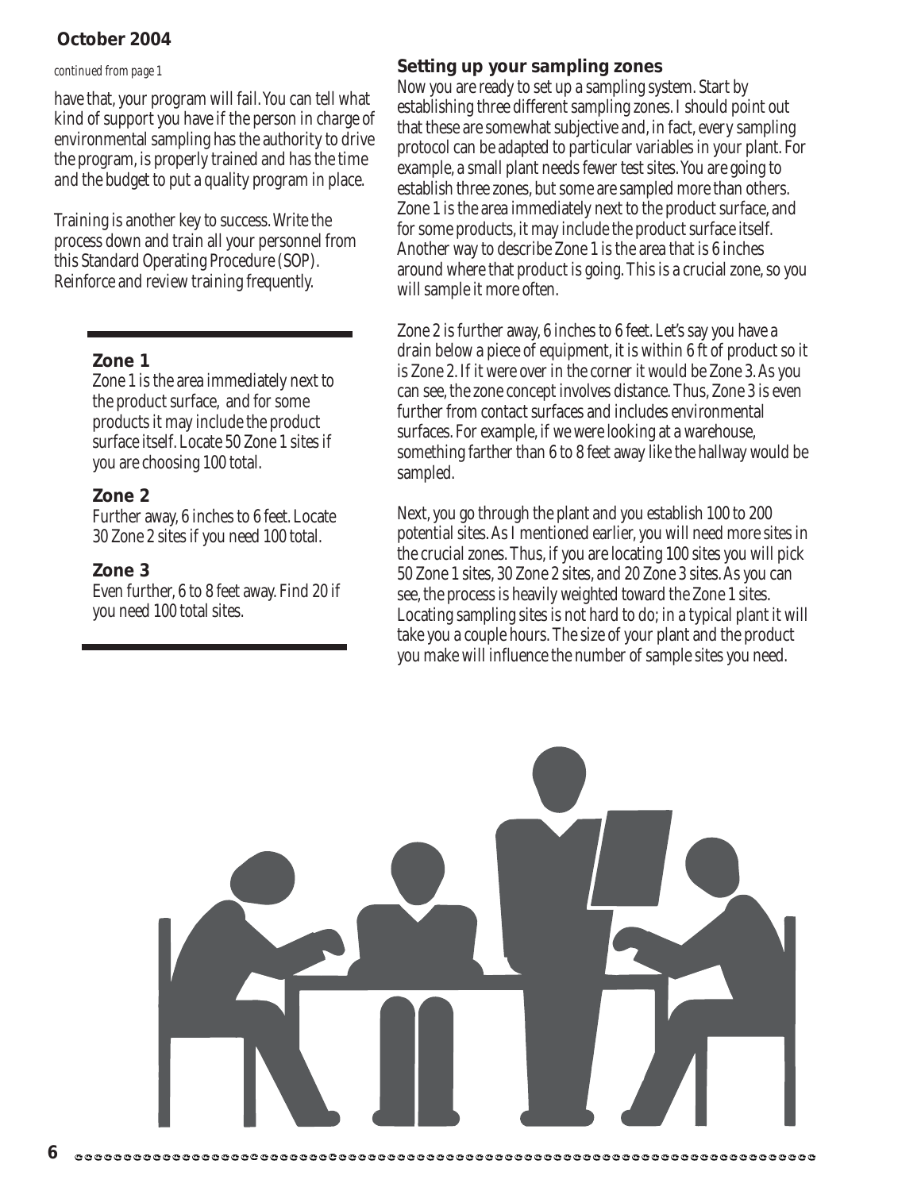*continued from page 1*

have that, your program will fail. You can tell what kind of support you have if the person in charge of environmental sampling has the authority to drive the program, is properly trained and has the time and the budget to put a quality program in place.

Training is another key to success. Write the process down and train all your personnel from this Standard Operating Procedure (SOP). Reinforce and review training frequently.

### Zone 1

Zone 1 is the area immediately next to the product surface, and for some products it may include the product surface itself. Locate 50 Zone 1 sites if you are choosing 100 total.

### Zone 2

Further away, 6 inches to 6 feet. Locate 30 Zone 2 sites if you need 100 total.

### Zone 3

Even further, 6 to 8 feet away. Find 20 if you need 100 total sites.

## Setting up your sampling zones

Now you are ready to set up a sampling system. Start by establishing three different sampling zones. I should point out that these are somewhat subjective and, in fact, every sampling protocol can be adapted to particular variables in your plant. For example, a small plant needs fewer test sites. You are going to establish three zones, but some are sampled more than others. Zone 1 is the area immediately next to the product surface, and for some products, it may include the product surface itself. Another way to describe Zone 1 is the area that is 6 inches around where that product is going. This is a crucial zone, so you will sample it more often.

Zone 2 is further away, 6 inches to 6 feet. Let's say you have a drain below a piece of equipment, it is within 6 ft of product so it is Zone 2. If it were over in the corner it would be Zone 3. As you can see, the zone concept involves distance. Thus, Zone 3 is even further from contact surfaces and includes environmental surfaces. For example, if we were looking at a warehouse, something farther than 6 to 8 feet away like the hallway would be sampled.

Next, you go through the plant and you establish 100 to 200 potential sites. As I mentioned earlier, you will need more sites in the crucial zones. Thus, if you are locating 100 sites you will pick 50 Zone 1 sites, 30 Zone 2 sites, and 20 Zone 3 sites. As you can see, the process is heavily weighted toward the Zone 1 sites. Locating sampling sites is not hard to do; in a typical plant it will take you a couple hours. The size of your plant and the product you make will influence the number of sample sites you need.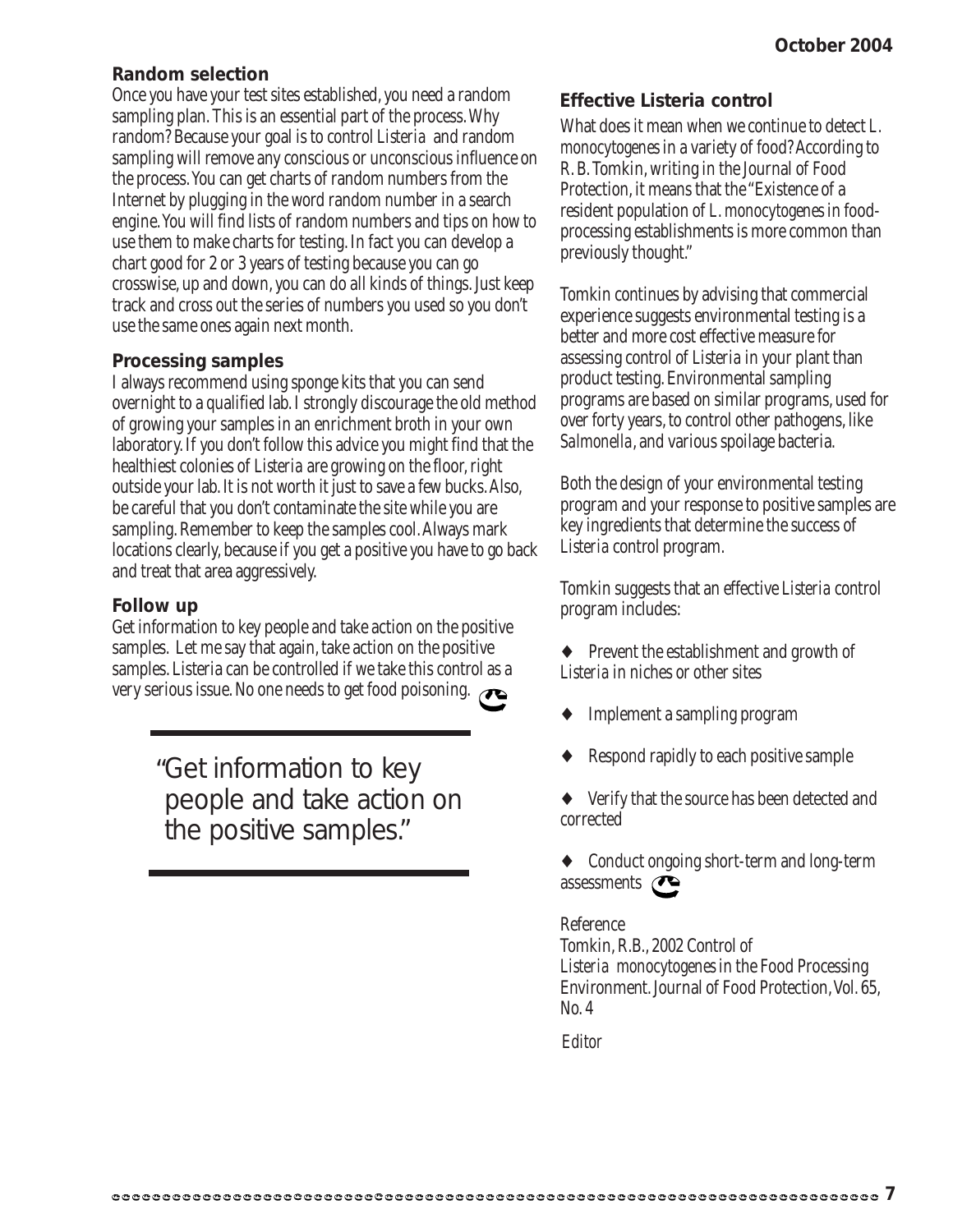### Random selection

Once you have your test sites established, you need a random sampling plan. This is an essential part of the process. Why random? Because your goal is to control *Listeria* and random sampling will remove any conscious or unconscious influence on the process. You can get charts of random numbers from the Internet by plugging in the word random number in a search engine. You will find lists of random numbers and tips on how to use them to make charts for testing. In fact you can develop a chart good for 2 or 3 years of testing because you can go crosswise, up and down, you can do all kinds of things. Just keep track and cross out the series of numbers you used so you don't use the same ones again next month.

### Processing samples

I always recommend using sponge kits that you can send overnight to a qualified lab. I strongly discourage the old method of growing your samples in an enrichment broth in your own laboratory. If you don't follow this advice you might find that the healthiest colonies of *Listeria* are growing on the floor, right outside your lab. It is not worth it just to save a few bucks. Also, be careful that you don't contaminate the site while you are sampling. Remember to keep the samples cool. Always mark locations clearly, because if you get a positive you have to go back and treat that area aggressively.

### Follow up

Get information to key people and take action on the positive samples. Let me say that again, take action on the positive samples. Listeria can be controlled if we take this control as a very serious issue. No one needs to get food poisoning.

> "Get information to key people and take action on the positive samples."

### Effective Listeria control

What does it mean when we continue to detect *L. monocytogenes* in a variety of food? According to R. B. Tomkin, writing in the Journal of Food Protection, it means that the "Existence of a resident population of *L. monocytogenes* in food-processing establishments is more common than previously thought."

Tomkin continues by advising that commercial experience suggests environmental testing is a better and more cost effective measure for assessing control of *Listeria* in your plant than product testing. Environmental sampling programs are based on similar programs, used for over forty years, to control other pathogens, like *Salmonella*, and various spoilage bacteria.

Both the design of your environmental testing program and your response to positive samples are key ingredients that determine the success of *Listeria* control program.

Tomkin suggests that an effective *Listeria* control program includes:

- Prevent the establishment and growth of *Listeria* in niches or other sites
- Implement a sampling program
- Respond rapidly to each positive sample
- Verify that the source has been detected and corrected
- Conduct ongoing short-term and long-term assessments

Reference

Tomkin, R.B., 2002 Control of *Listeria monocytogenes* in the Food Processing Environment. Journal of Food Protection, Vol. 65, No. 4

*Editor*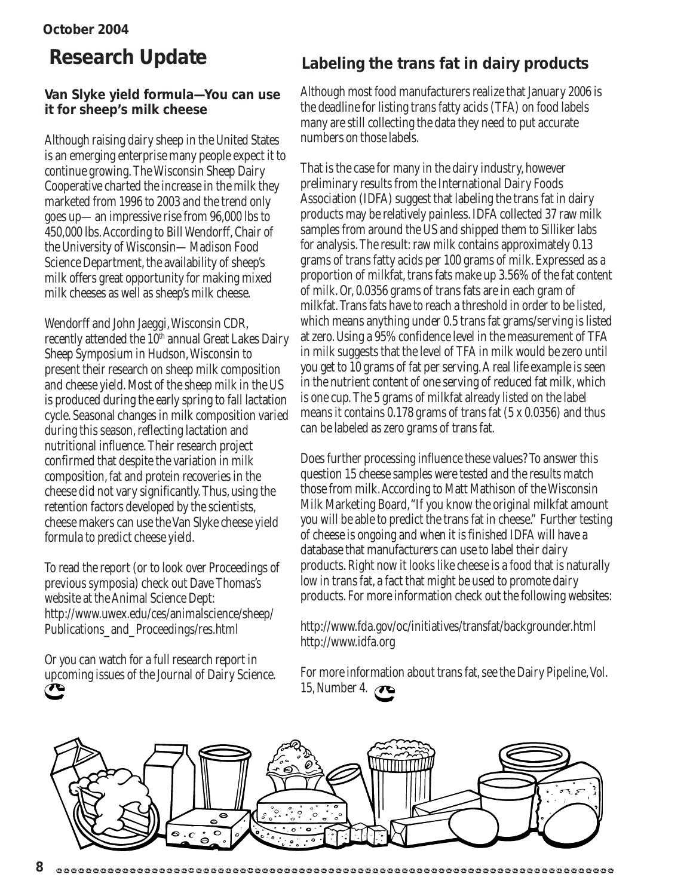October 2004

# Research Update

## Van Slyke yield formula—You can use it for sheep's milk cheese

Although raising dairy sheep in the United States is an emerging enterprise many people expect it to continue growing. The Wisconsin Sheep Dairy Cooperative charted the increase in the milk they marketed from 1996 to 2003 and the trend only goes up— an impressive rise from 96,000 lbs to 450,000 lbs. According to Bill Wendorff, Chair of the University of Wisconsin— Madison Food Science Department, the availability of sheep's milk offers great opportunity for making mixed milk cheeses as well as sheep's milk cheese.

Wendorff and John Jaeggi, Wisconsin CDR, recently attended the 10th annual Great Lakes Dairy Sheep Symposium in Hudson, Wisconsin to present their research on sheep milk composition and cheese yield. Most of the sheep milk in the US is produced during the early spring to fall lactation cycle. Seasonal changes in milk composition varied during this season, reflecting lactation and nutritional influence. Their research project confirmed that despite the variation in milk composition, fat and protein recoveries in the cheese did not vary significantly. Thus, using the retention factors developed by the scientists, cheese makers can use the Van Slyke cheese yield formula to predict cheese yield.

To read the report (or to look over Proceedings of previous symposia) check out Dave Thomas's website at the Animal Science Dept: http://www.uwex.edu/ces/animalscience/sheep/Publications_and_Proceedings/res.html

Or you can watch for a full research report in upcoming issues of the Journal of Dairy Science.

## Labeling the trans fat in dairy products

Although most food manufacturers realize that January 2006 is the deadline for listing trans fatty acids (TFA) on food labels many are still collecting the data they need to put accurate numbers on those labels.

That is the case for many in the dairy industry, however preliminary results from the International Dairy Foods Association (IDFA) suggest that labeling the trans fat in dairy products may be relatively painless. IDFA collected 37 raw milk samples from around the US and shipped them to Silliker labs for analysis. The result: raw milk contains approximately 0.13 grams of trans fatty acids per 100 grams of milk. Expressed as a proportion of milkfat, trans fats make up 3.56% of the fat content of milk. Or, 0.0356 grams of trans fats are in each gram of milkfat. Trans fats have to reach a threshold in order to be listed, which means anything under 0.5 trans fat grams/serving is listed at zero. Using a 95% confidence level in the measurement of TFA in milk suggests that the level of TFA in milk would be zero until you get to 10 grams of fat per serving. A real life example is seen in the nutrient content of one serving of reduced fat milk, which is one cup. The 5 grams of milkfat already listed on the label means it contains 0.178 grams of trans fat (5 x 0.0356) and thus can be labeled as zero grams of trans fat.

Does further processing influence these values? To answer this question 15 cheese samples were tested and the results match those from milk. According to Matt Mathison of the Wisconsin Milk Marketing Board, "If you know the original milkfat amount you will be able to predict the trans fat in cheese." Further testing of cheese is ongoing and when it is finished IDFA will have a database that manufacturers can use to label their dairy products. Right now it looks like cheese is a food that is naturally low in trans fat, a fact that might be used to promote dairy products. For more information check out the following websites:

http://www.fda.gov/oc/initiatives/transfat/backgrounder.html
http://www.idfa.org

For more information about trans fat, see the Dairy Pipeline, Vol. 15, Number 4.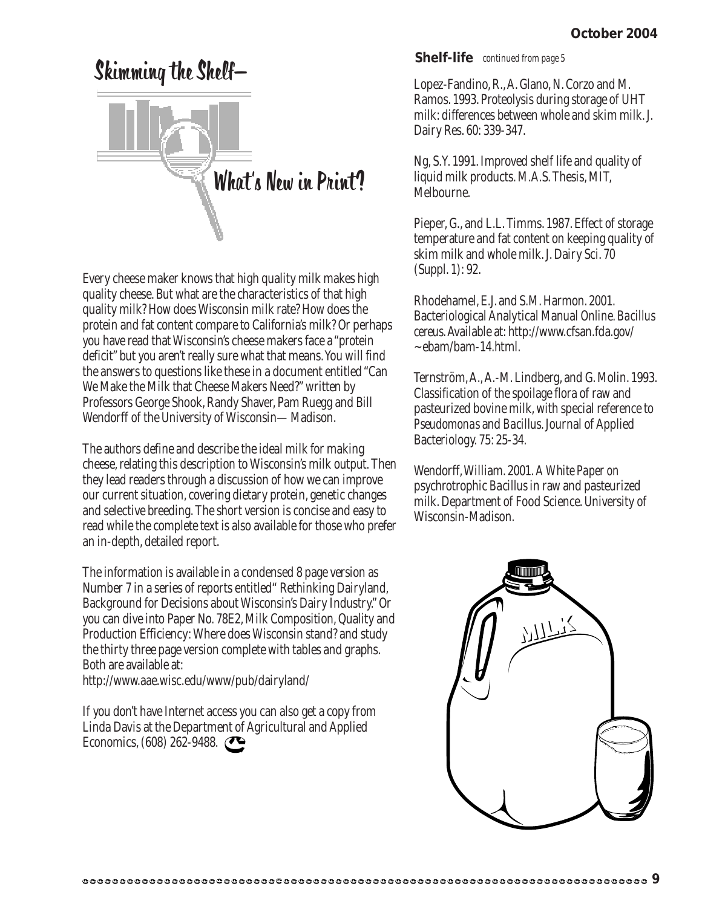# Skimming the Shelf— What's New in Print?

Every cheese maker knows that high quality milk makes high quality cheese. But what are the characteristics of that high quality milk? How does Wisconsin milk rate? How does the protein and fat content compare to California's milk? Or perhaps you have read that Wisconsin's cheese makers face a "protein deficit" but you aren't really sure what that means. You will find the answers to questions like these in a document entitled "Can We Make the Milk that Cheese Makers Need?" written by Professors George Shook, Randy Shaver, Pam Ruegg and Bill Wendorff of the University of Wisconsin— Madison.

The authors define and describe the ideal milk for making cheese, relating this description to Wisconsin's milk output. Then they lead readers through a discussion of how we can improve our current situation, covering dietary protein, genetic changes and selective breeding. The short version is concise and easy to read while the complete text is also available for those who prefer an in-depth, detailed report.

The information is available in a condensed 8 page version as Number 7 in a series of reports entitled" Rethinking Dairyland, Background for Decisions about Wisconsin's Dairy Industry." Or you can dive into Paper No. 78E2, Milk Composition, Quality and Production Efficiency: Where does Wisconsin stand? and study the thirty three page version complete with tables and graphs. Both are available at:
http://www.aae.wisc.edu/www/pub/dairyland/

If you don't have Internet access you can also get a copy from Linda Davis at the Department of Agricultural and Applied Economics, (608) 262-9488.

**Shelf-life** *continued from page 5*

Lopez-Fandino, R., A. Glano, N. Corzo and M. Ramos. 1993. Proteolysis during storage of UHT milk: differences between whole and skim milk. J. Dairy Res. 60: 339-347.

Ng, S.Y. 1991. Improved shelf life and quality of liquid milk products. M.A.S. Thesis, MIT, Melbourne.

Pieper, G., and L.L. Timms. 1987. Effect of storage temperature and fat content on keeping quality of skim milk and whole milk. J. Dairy Sci. 70 (Suppl. 1): 92.

Rhodehamel, E.J. and S.M. Harmon. 2001. Bacteriological Analytical Manual *Online*. *Bacillus cereus*. Available at: http://www.cfsan.fda.gov/~ebam/bam-14.html.

Ternström, A., A.-M. Lindberg, and G. Molin. 1993. Classification of the spoilage flora of raw and pasteurized bovine milk, with special reference to *Pseudomonas* and *Bacillus*. Journal of Applied Bacteriology. 75: 25-34.

Wendorff, William. 2001. *A White Paper on* psychrotrophic *Bacillus* in raw and pasteurized milk. Department of Food Science. University of Wisconsin-Madison.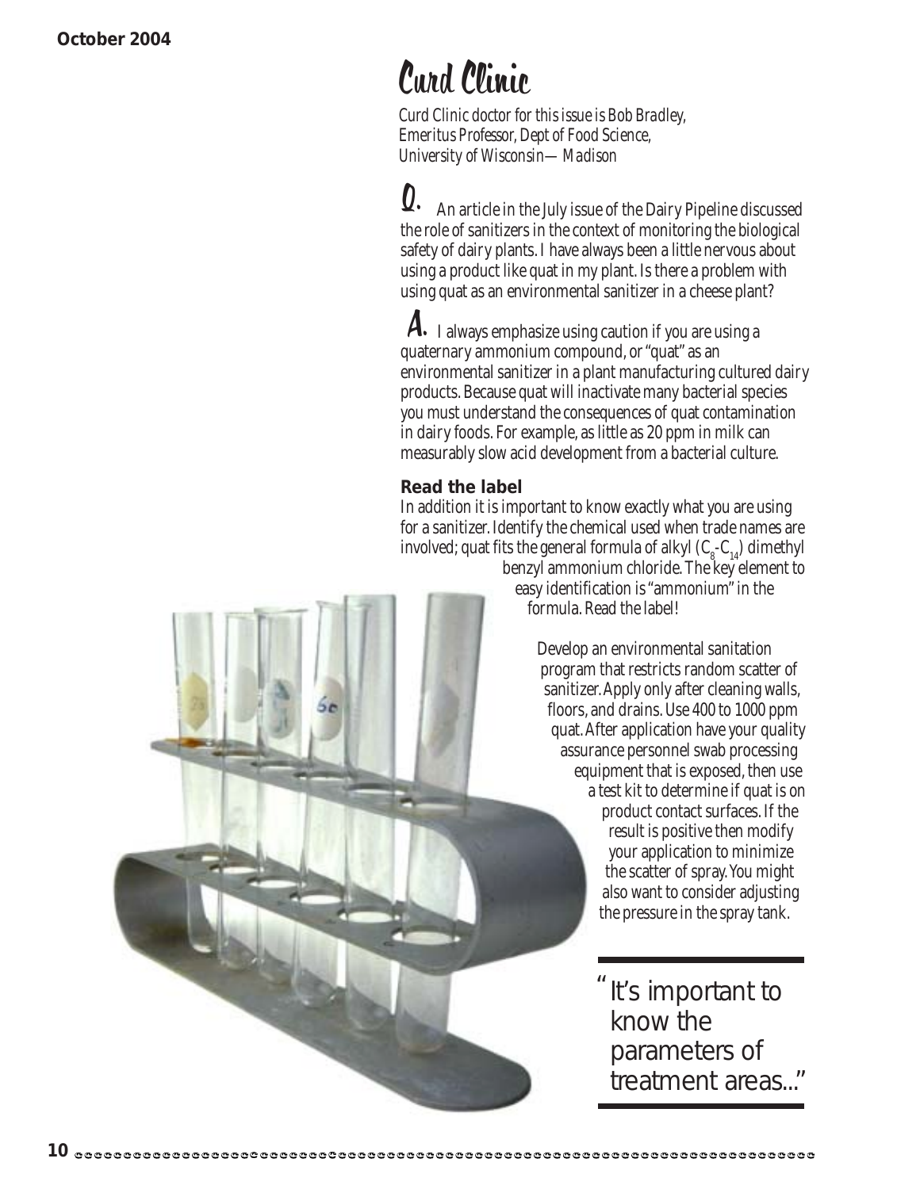# Curd Clinic

*Curd Clinic doctor for this issue is Bob Bradley, Emeritus Professor, Dept of Food Science, University of Wisconsin—Madison*

**Q.** An article in the July issue of the Dairy Pipeline discussed the role of sanitizers in the context of monitoring the biological safety of dairy plants. I have always been a little nervous about using a product like quat in my plant. Is there a problem with using quat as an environmental sanitizer in a cheese plant?

**A.** I always emphasize using caution if you are using a quaternary ammonium compound, or "quat" as an environmental sanitizer in a plant manufacturing cultured dairy products. Because quat will inactivate many bacterial species you must understand the consequences of quat contamination in dairy foods. For example, as little as 20 ppm in milk can measurably slow acid development from a bacterial culture.

**Read the label**

In addition it is important to know exactly what you are using for a sanitizer. Identify the chemical used when trade names are involved; quat fits the general formula of alkyl ($C_8$-$C_{14}$) dimethyl benzyl ammonium chloride. The key element to easy identification is "ammonium" in the formula. Read the label!

Develop an environmental sanitation program that restricts random scatter of sanitizer. Apply only after cleaning walls, floors, and drains. Use 400 to 1000 ppm quat. After application have your quality assurance personnel swab processing equipment that is exposed, then use a test kit to determine if quat is on product contact surfaces. If the result is positive then modify your application to minimize the scatter of spray. You might also want to consider adjusting the pressure in the spray tank.

> "It's important to know the parameters of treatment areas..."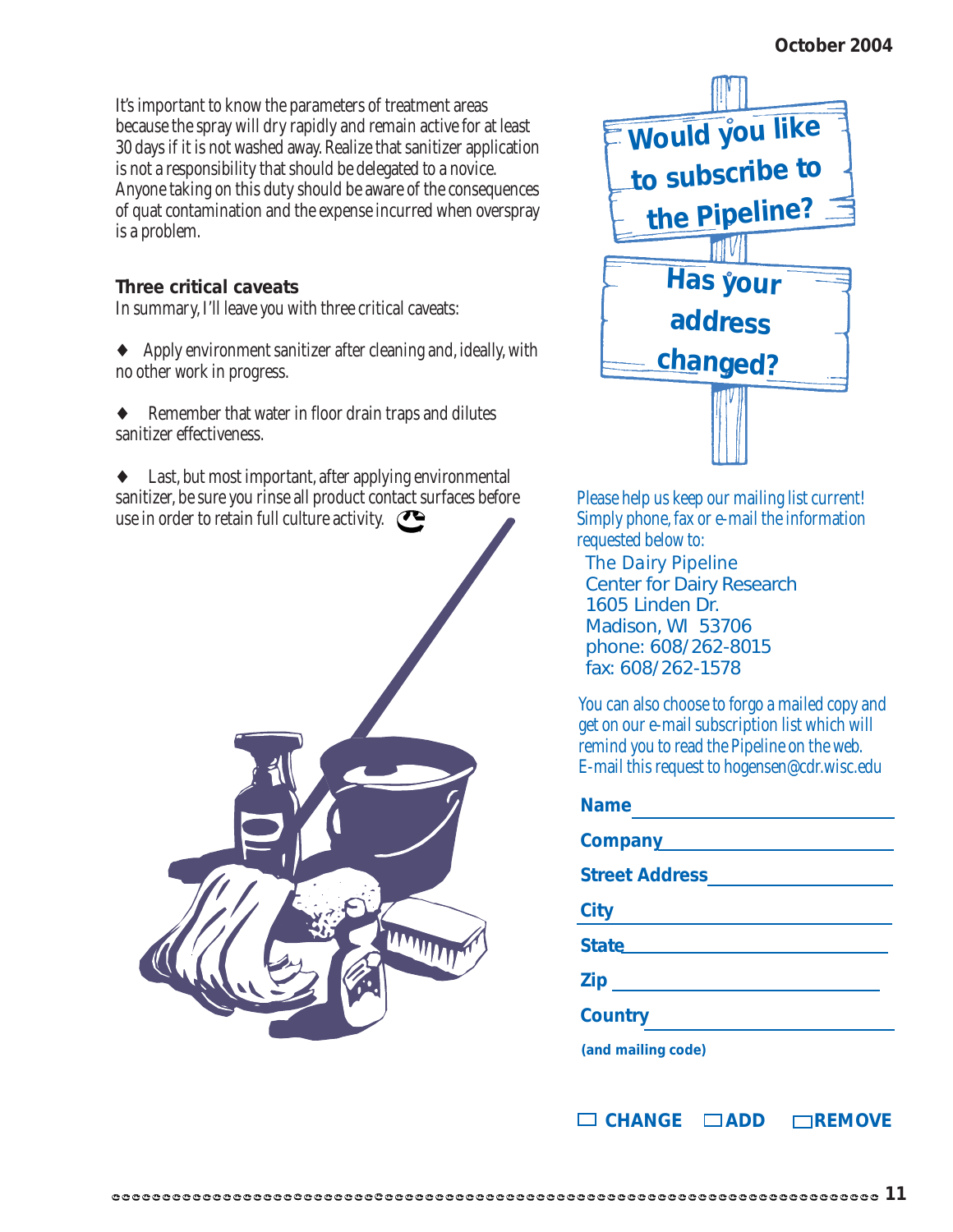It's important to know the parameters of treatment areas because the spray will dry rapidly and remain active for at least 30 days if it is not washed away. Realize that sanitizer application is not a responsibility that should be delegated to a novice. Anyone taking on this duty should be aware of the consequences of quat contamination and the expense incurred when overspray is a problem.

### Three critical caveats

In summary, I'll leave you with three critical caveats:

- Apply environment sanitizer after cleaning and, ideally, with no other work in progress.
- Remember that water in floor drain traps and dilutes sanitizer effectiveness.
- Last, but most important, after applying environmental sanitizer, be sure you rinse all product contact surfaces before use in order to retain full culture activity.

## Would you like to subscribe to the Pipeline?

## Has your address changed?

Please help us keep our mailing list current! Simply phone, fax or e-mail the information requested below to:

The Dairy Pipeline
Center for Dairy Research
1605 Linden Dr.
Madison, WI 53706
phone: 608/262-8015
fax: 608/262-1578

You can also choose to forgo a mailed copy and get on our e-mail subscription list which will remind you to read the Pipeline on the web. E-mail this request to hogensen@cdr.wisc.edu

**Name** ______________________

**Company** ______________________

**Street Address** ______________________

**City** ______________________

**State** ______________________

**Zip** ______________________

**Country** ______________________

**(and mailing code)**

☐ **CHANGE** ☐ **ADD** ☐ **REMOVE**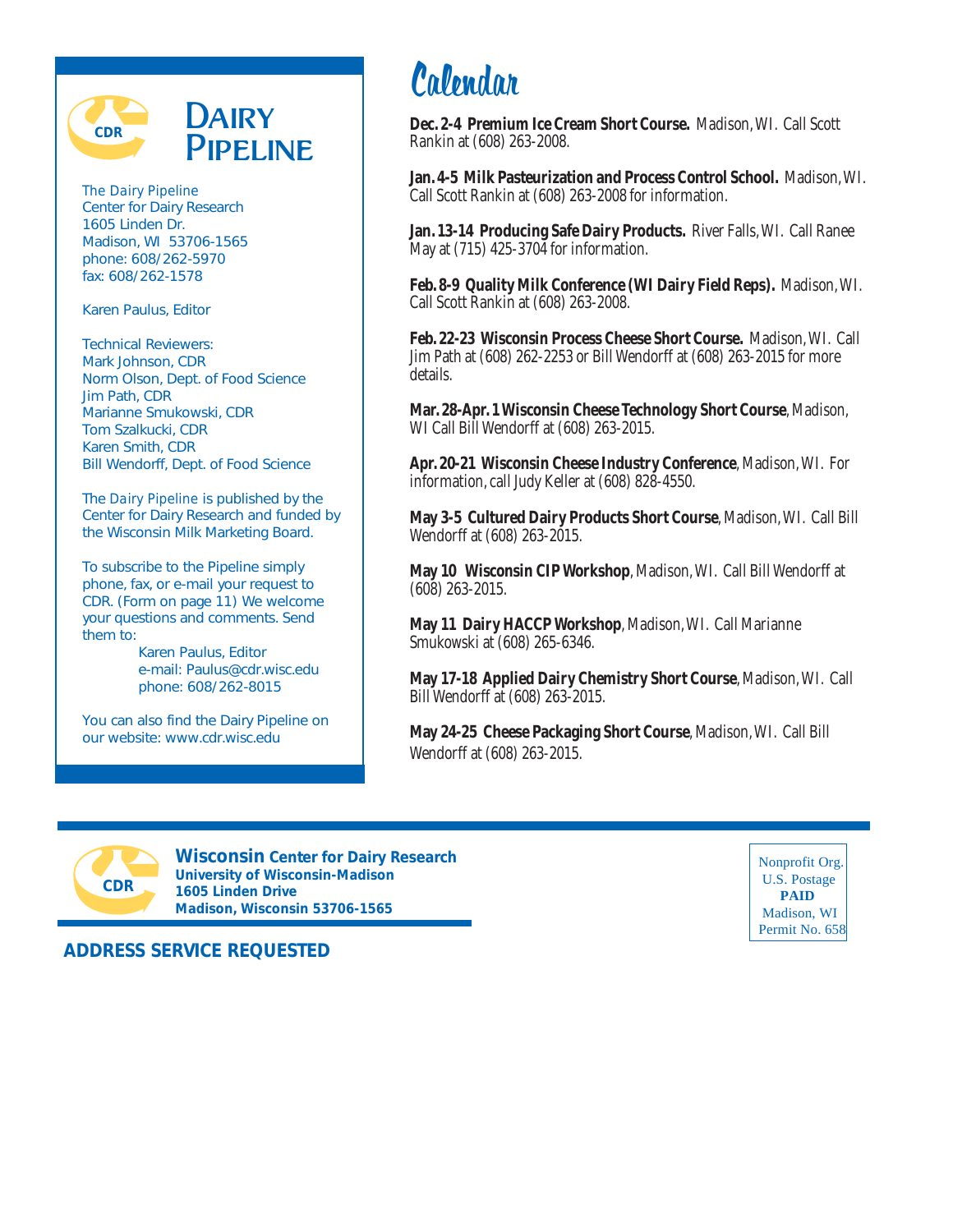# Dairy Pipeline

The *Dairy Pipeline*
Center for Dairy Research
1605 Linden Dr.
Madison, WI 53706-1565
phone: 608/262-5970
fax: 608/262-1578

Karen Paulus, Editor

Technical Reviewers:
Mark Johnson, CDR
Norm Olson, Dept. of Food Science
Jim Path, CDR
Marianne Smukowski, CDR
Tom Szalkucki, CDR
Karen Smith, CDR
Bill Wendorff, Dept. of Food Science

The *Dairy Pipeline* is published by the Center for Dairy Research and funded by the Wisconsin Milk Marketing Board.

To subscribe to the Pipeline simply phone, fax, or e-mail your request to CDR. (Form on page 11) We welcome your questions and comments. Send them to:

Karen Paulus, Editor
e-mail: Paulus@cdr.wisc.edu
phone: 608/262-8015

You can also find the Dairy Pipeline on our website: www.cdr.wisc.edu

# Calendar

**Dec. 2-4 Premium Ice Cream Short Course.** Madison, WI. Call Scott Rankin at (608) 263-2008.

**Jan. 4-5 Milk Pasteurization and Process Control School.** Madison, WI. Call Scott Rankin at (608) 263-2008 for information.

**Jan. 13-14 Producing Safe Dairy Products.** River Falls, WI. Call Ranee May at (715) 425-3704 for information.

**Feb. 8-9 Quality Milk Conference (WI Dairy Field Reps).** Madison, WI. Call Scott Rankin at (608) 263-2008.

**Feb. 22-23 Wisconsin Process Cheese Short Course.** Madison, WI. Call Jim Path at (608) 262-2253 or Bill Wendorff at (608) 263-2015 for more details.

**Mar. 28-Apr. 1 Wisconsin Cheese Technology Short Course**, Madison, WI Call Bill Wendorff at (608) 263-2015.

**Apr. 20-21 Wisconsin Cheese Industry Conference**, Madison, WI. For information, call Judy Keller at (608) 828-4550.

**May 3-5 Cultured Dairy Products Short Course**, Madison, WI. Call Bill Wendorff at (608) 263-2015.

**May 10 Wisconsin CIP Workshop**, Madison, WI. Call Bill Wendorff at (608) 263-2015.

**May 11 Dairy HACCP Workshop**, Madison, WI. Call Marianne Smukowski at (608) 265-6346.

**May 17-18 Applied Dairy Chemistry Short Course**, Madison, WI. Call Bill Wendorff at (608) 263-2015.

**May 24-25 Cheese Packaging Short Course**, Madison, WI. Call Bill Wendorff at (608) 263-2015.

---

**Wisconsin Center for Dairy Research**
**University of Wisconsin-Madison**
**1605 Linden Drive**
**Madison, Wisconsin 53706-1565**

**ADDRESS SERVICE REQUESTED**

Nonprofit Org.
U.S. Postage
**PAID**
Madison, WI
Permit No. 658